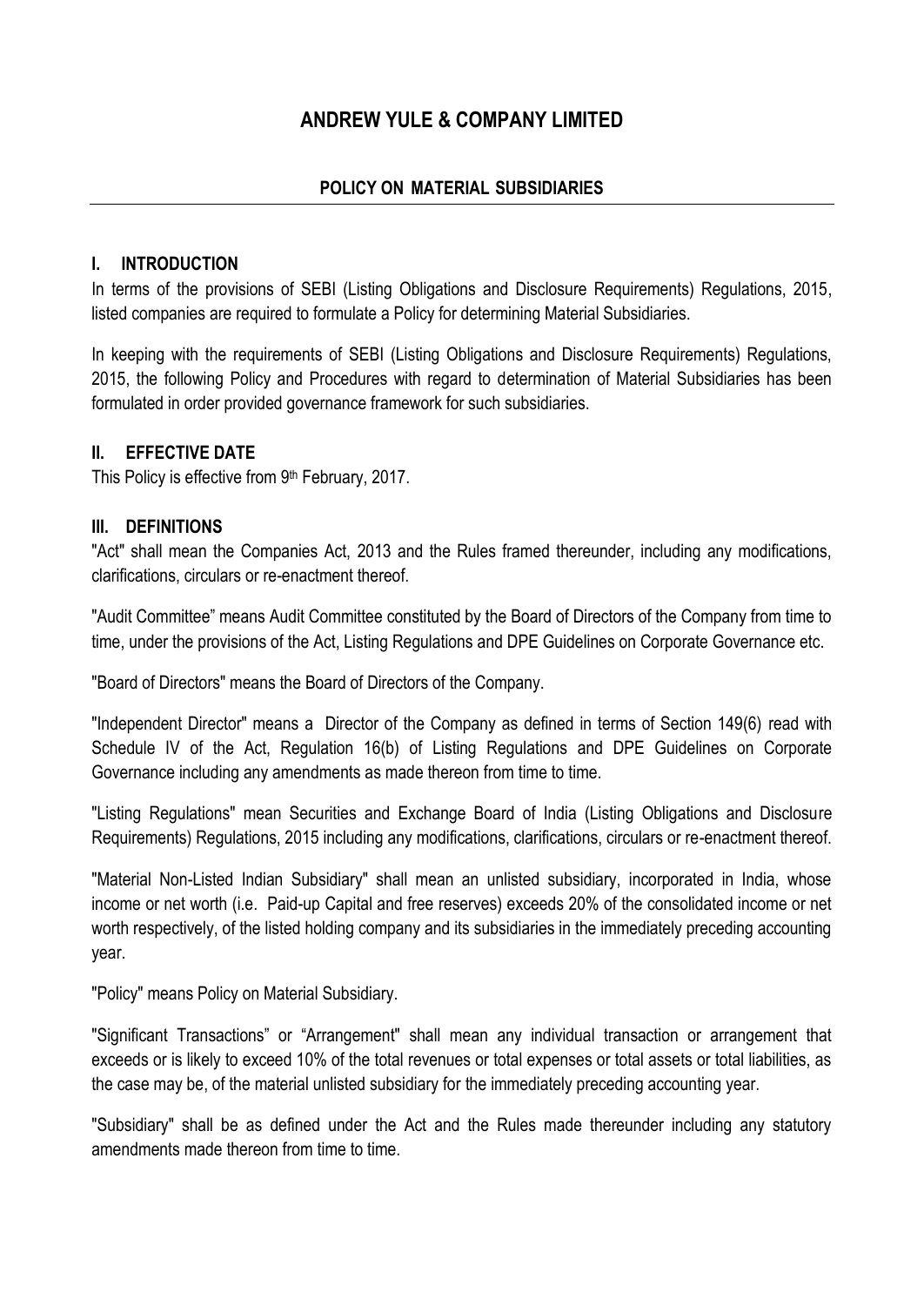# ANDREW YULE & COMPANY LIMITED

## POLICY ON MATERIAL SUBSIDIARIES

### I. INTRODUCTION

In terms of the provisions of SEBI (Listing Obligations and Disclosure Requirements) Regulations, 2015, listed companies are required to formulate a Policy for determining Material Subsidiaries.

In keeping with the requirements of SEBI (Listing Obligations and Disclosure Requirements) Regulations, 2015, the following Policy and Procedures with regard to determination of Material Subsidiaries has been formulated in order provided governance framework for such subsidiaries.

### II. EFFECTIVE DATE

This Policy is effective from 9th February, 2017.

### III. DEFINITIONS

"Act" shall mean the Companies Act, 2013 and the Rules framed thereunder, including any modifications, clarifications, circulars or re-enactment thereof.

"Audit Committee" means Audit Committee constituted by the Board of Directors of the Company from time to time, under the provisions of the Act, Listing Regulations and DPE Guidelines on Corporate Governance etc.

"Board of Directors" means the Board of Directors of the Company.

"Independent Director" means a Director of the Company as defined in terms of Section 149(6) read with Schedule IV of the Act, Regulation 16(b) of Listing Regulations and DPE Guidelines on Corporate Governance including any amendments as made thereon from time to time.

"Listing Regulations" mean Securities and Exchange Board of India (Listing Obligations and Disclosure Requirements) Regulations, 2015 including any modifications, clarifications, circulars or re-enactment thereof.

"Material Non-Listed Indian Subsidiary" shall mean an unlisted subsidiary, incorporated in India, whose income or net worth (i.e. Paid-up Capital and free reserves) exceeds 20% of the consolidated income or net worth respectively, of the listed holding company and its subsidiaries in the immediately preceding accounting year.

"Policy" means Policy on Material Subsidiary.

"Significant Transactions" or "Arrangement" shall mean any individual transaction or arrangement that exceeds or is likely to exceed 10% of the total revenues or total expenses or total assets or total liabilities, as the case may be, of the material unlisted subsidiary for the immediately preceding accounting year.

"Subsidiary" shall be as defined under the Act and the Rules made thereunder including any statutory amendments made thereon from time to time.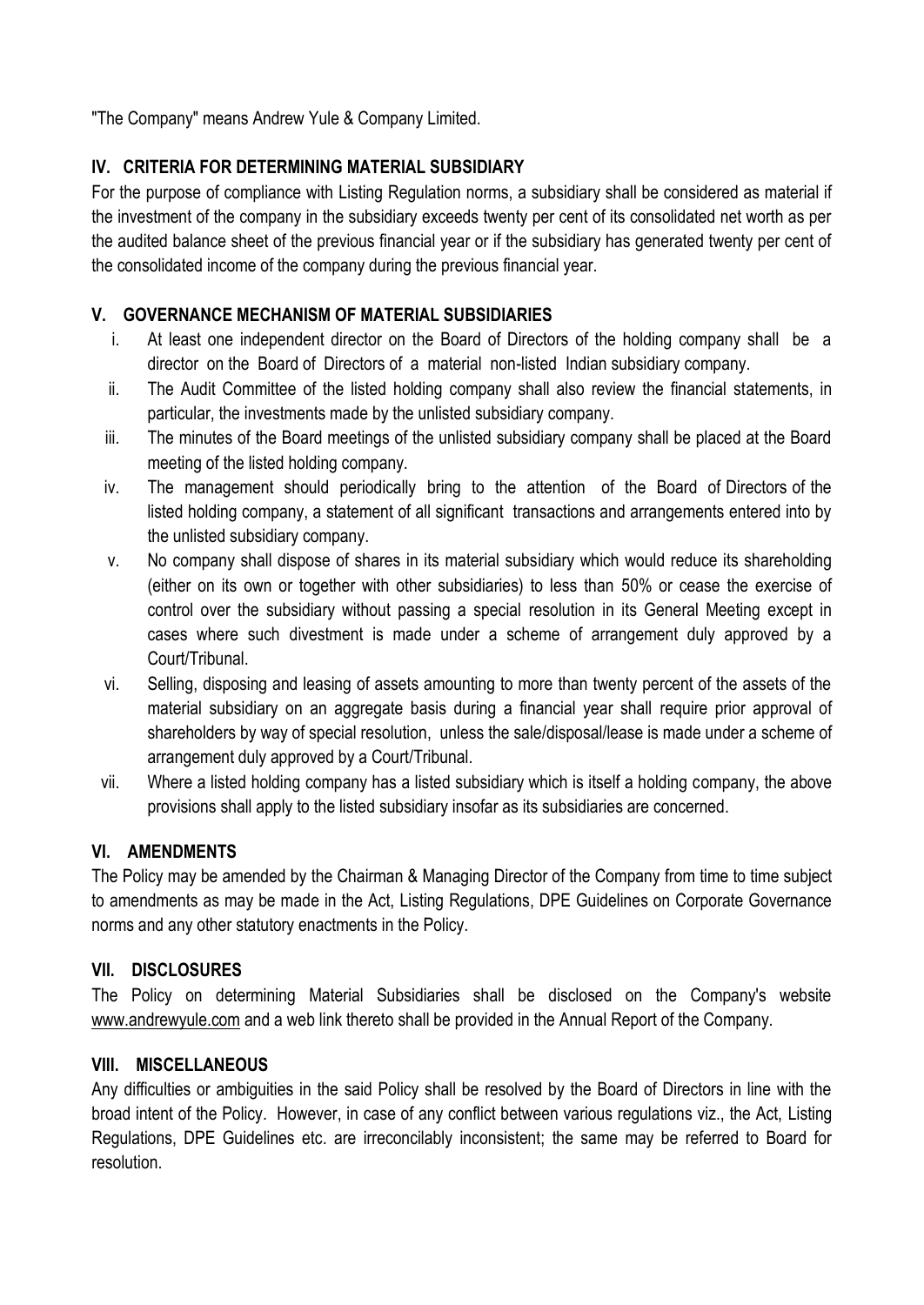"The Company" means Andrew Yule & Company Limited.

## IV. CRITERIA FOR DETERMINING MATERIAL SUBSIDIARY

For the purpose of compliance with Listing Regulation norms, a subsidiary shall be considered as material if the investment of the company in the subsidiary exceeds twenty per cent of its consolidated net worth as per the audited balance sheet of the previous financial year or if the subsidiary has generated twenty per cent of the consolidated income of the company during the previous financial year.

## V. GOVERNANCE MECHANISM OF MATERIAL SUBSIDIARIES

i. At least one independent director on the Board of Directors of the holding company shall be a director on the Board of Directors of a material non-listed Indian subsidiary company.

ii. The Audit Committee of the listed holding company shall also review the financial statements, in particular, the investments made by the unlisted subsidiary company.

iii. The minutes of the Board meetings of the unlisted subsidiary company shall be placed at the Board meeting of the listed holding company.

iv. The management should periodically bring to the attention of the Board of Directors of the listed holding company, a statement of all significant transactions and arrangements entered into by the unlisted subsidiary company.

v. No company shall dispose of shares in its material subsidiary which would reduce its shareholding (either on its own or together with other subsidiaries) to less than 50% or cease the exercise of control over the subsidiary without passing a special resolution in its General Meeting except in cases where such divestment is made under a scheme of arrangement duly approved by a Court/Tribunal.

vi. Selling, disposing and leasing of assets amounting to more than twenty percent of the assets of the material subsidiary on an aggregate basis during a financial year shall require prior approval of shareholders by way of special resolution, unless the sale/disposal/lease is made under a scheme of arrangement duly approved by a Court/Tribunal.

vii. Where a listed holding company has a listed subsidiary which is itself a holding company, the above provisions shall apply to the listed subsidiary insofar as its subsidiaries are concerned.

## VI. AMENDMENTS

The Policy may be amended by the Chairman & Managing Director of the Company from time to time subject to amendments as may be made in the Act, Listing Regulations, DPE Guidelines on Corporate Governance norms and any other statutory enactments in the Policy.

## VII. DISCLOSURES

The Policy on determining Material Subsidiaries shall be disclosed on the Company's website www.andrewyule.com and a web link thereto shall be provided in the Annual Report of the Company.

## VIII. MISCELLANEOUS

Any difficulties or ambiguities in the said Policy shall be resolved by the Board of Directors in line with the broad intent of the Policy. However, in case of any conflict between various regulations viz., the Act, Listing Regulations, DPE Guidelines etc. are irreconcilably inconsistent; the same may be referred to Board for resolution.